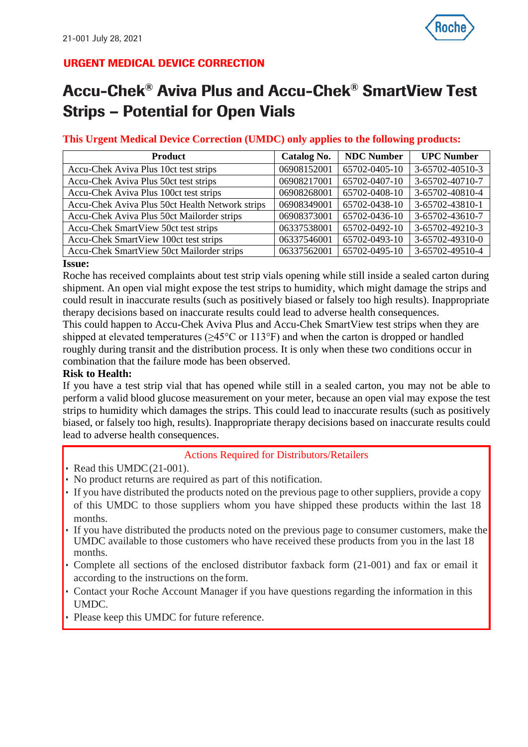21-001 July 28, 2021

**URGENT MEDICAL DEVICE CORRECTION**

# Accu-Chek® Aviva Plus and Accu-Chek® SmartView Test Strips – Potential for Open Vials

**This Urgent Medical Device Correction (UMDC) only applies to the following products:**

| Product | Catalog No. | NDC Number | UPC Number |
|---|---|---|---|
| Accu-Chek Aviva Plus 10ct test strips | 06908152001 | 65702-0405-10 | 3-65702-40510-3 |
| Accu-Chek Aviva Plus 50ct test strips | 06908217001 | 65702-0407-10 | 3-65702-40710-7 |
| Accu-Chek Aviva Plus 100ct test strips | 06908268001 | 65702-0408-10 | 3-65702-40810-4 |
| Accu-Chek Aviva Plus 50ct Health Network strips | 06908349001 | 65702-0438-10 | 3-65702-43810-1 |
| Accu-Chek Aviva Plus 50ct Mailorder strips | 06908373001 | 65702-0436-10 | 3-65702-43610-7 |
| Accu-Chek SmartView 50ct test strips | 06337538001 | 65702-0492-10 | 3-65702-49210-3 |
| Accu-Chek SmartView 100ct test strips | 06337546001 | 65702-0493-10 | 3-65702-49310-0 |
| Accu-Chek SmartView 50ct Mailorder strips | 06337562001 | 65702-0495-10 | 3-65702-49510-4 |

**Issue:**

Roche has received complaints about test strip vials opening while still inside a sealed carton during shipment. An open vial might expose the test strips to humidity, which might damage the strips and could result in inaccurate results (such as positively biased or falsely too high results). Inappropriate therapy decisions based on inaccurate results could lead to adverse health consequences.

This could happen to Accu-Chek Aviva Plus and Accu-Chek SmartView test strips when they are shipped at elevated temperatures (≥45°C or 113°F) and when the carton is dropped or handled roughly during transit and the distribution process. It is only when these two conditions occur in combination that the failure mode has been observed.

**Risk to Health:**

If you have a test strip vial that has opened while still in a sealed carton, you may not be able to perform a valid blood glucose measurement on your meter, because an open vial may expose the test strips to humidity which damages the strips. This could lead to inaccurate results (such as positively biased, or falsely too high, results). Inappropriate therapy decisions based on inaccurate results could lead to adverse health consequences.

**Actions Required for Distributors/Retailers**

- Read this UMDC (21-001).
- No product returns are required as part of this notification.
- If you have distributed the products noted on the previous page to other suppliers, provide a copy of this UMDC to those suppliers whom you have shipped these products within the last 18 months.
- If you have distributed the products noted on the previous page to consumer customers, make the UMDC available to those customers who have received these products from you in the last 18 months.
- Complete all sections of the enclosed distributor faxback form (21-001) and fax or email it according to the instructions on the form.
- Contact your Roche Account Manager if you have questions regarding the information in this UMDC.
- Please keep this UMDC for future reference.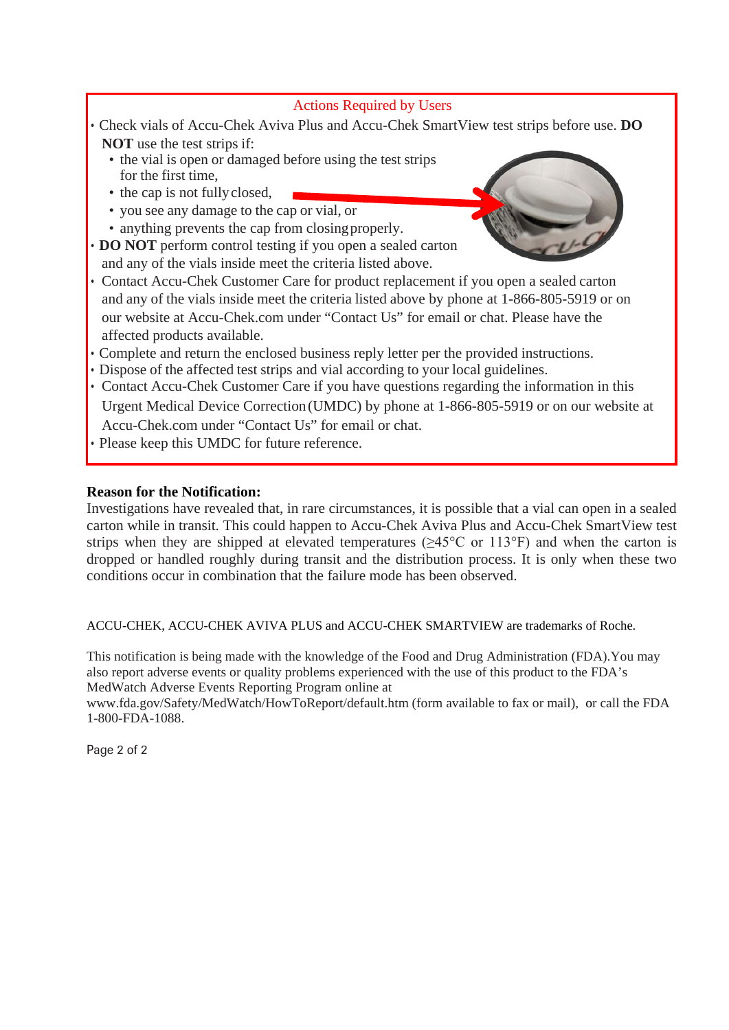## Actions Required by Users

- Check vials of Accu-Chek Aviva Plus and Accu-Chek SmartView test strips before use. **DO NOT** use the test strips if:
  - the vial is open or damaged before using the test strips for the first time,
  - the cap is not fully closed,
  - you see any damage to the cap or vial, or
  - anything prevents the cap from closing properly.
- **DO NOT** perform control testing if you open a sealed carton and any of the vials inside meet the criteria listed above.
- Contact Accu-Chek Customer Care for product replacement if you open a sealed carton and any of the vials inside meet the criteria listed above by phone at 1-866-805-5919 or on our website at Accu-Chek.com under "Contact Us" for email or chat. Please have the affected products available.
- Complete and return the enclosed business reply letter per the provided instructions.
- Dispose of the affected test strips and vial according to your local guidelines.
- Contact Accu-Chek Customer Care if you have questions regarding the information in this Urgent Medical Device Correction (UMDC) by phone at 1-866-805-5919 or on our website at Accu-Chek.com under "Contact Us" for email or chat.
- Please keep this UMDC for future reference.

**Reason for the Notification:**

Investigations have revealed that, in rare circumstances, it is possible that a vial can open in a sealed carton while in transit. This could happen to Accu-Chek Aviva Plus and Accu-Chek SmartView test strips when they are shipped at elevated temperatures (≥45°C or 113°F) and when the carton is dropped or handled roughly during transit and the distribution process. It is only when these two conditions occur in combination that the failure mode has been observed.

ACCU-CHEK, ACCU-CHEK AVIVA PLUS and ACCU-CHEK SMARTVIEW are trademarks of Roche.

This notification is being made with the knowledge of the Food and Drug Administration (FDA).You may also report adverse events or quality problems experienced with the use of this product to the FDA's MedWatch Adverse Events Reporting Program online at www.fda.gov/Safety/MedWatch/HowToReport/default.htm (form available to fax or mail), or call the FDA 1-800-FDA-1088.